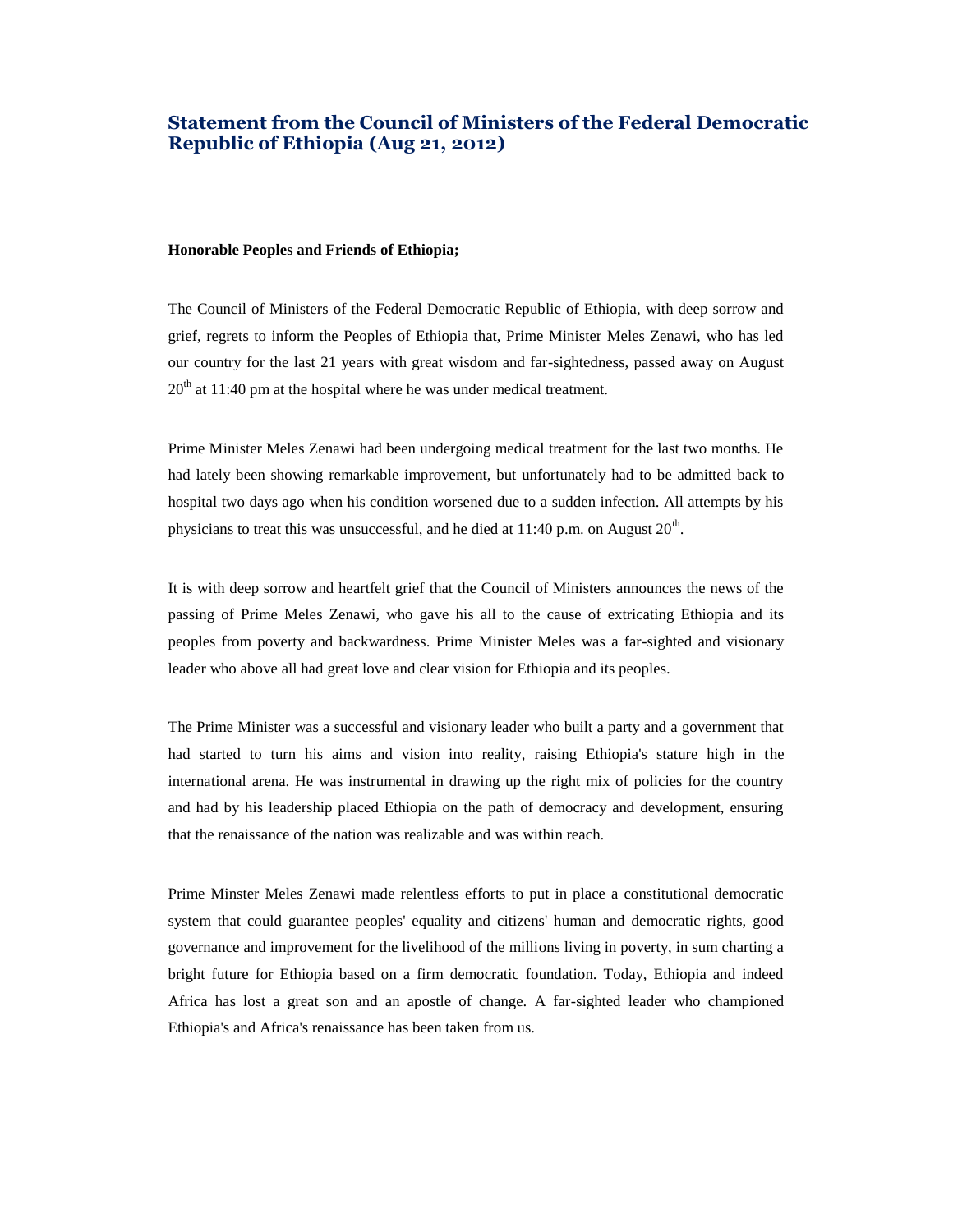# Statement from the Council of Ministers of the Federal Democratic Republic of Ethiopia (Aug 21, 2012)

**Honorable Peoples and Friends of Ethiopia;**

The Council of Ministers of the Federal Democratic Republic of Ethiopia, with deep sorrow and grief, regrets to inform the Peoples of Ethiopia that, Prime Minister Meles Zenawi, who has led our country for the last 21 years with great wisdom and far-sightedness, passed away on August 20th at 11:40 pm at the hospital where he was under medical treatment.

Prime Minister Meles Zenawi had been undergoing medical treatment for the last two months. He had lately been showing remarkable improvement, but unfortunately had to be admitted back to hospital two days ago when his condition worsened due to a sudden infection. All attempts by his physicians to treat this was unsuccessful, and he died at 11:40 p.m. on August 20th.

It is with deep sorrow and heartfelt grief that the Council of Ministers announces the news of the passing of Prime Meles Zenawi, who gave his all to the cause of extricating Ethiopia and its peoples from poverty and backwardness. Prime Minister Meles was a far-sighted and visionary leader who above all had great love and clear vision for Ethiopia and its peoples.

The Prime Minister was a successful and visionary leader who built a party and a government that had started to turn his aims and vision into reality, raising Ethiopia's stature high in the international arena. He was instrumental in drawing up the right mix of policies for the country and had by his leadership placed Ethiopia on the path of democracy and development, ensuring that the renaissance of the nation was realizable and was within reach.

Prime Minster Meles Zenawi made relentless efforts to put in place a constitutional democratic system that could guarantee peoples' equality and citizens' human and democratic rights, good governance and improvement for the livelihood of the millions living in poverty, in sum charting a bright future for Ethiopia based on a firm democratic foundation. Today, Ethiopia and indeed Africa has lost a great son and an apostle of change. A far-sighted leader who championed Ethiopia's and Africa's renaissance has been taken from us.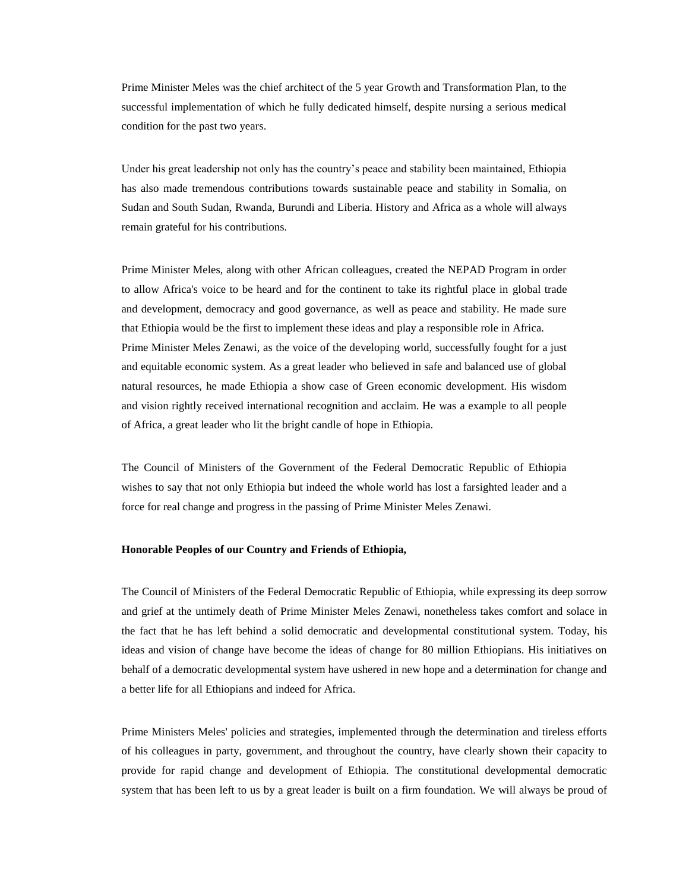Prime Minister Meles was the chief architect of the 5 year Growth and Transformation Plan, to the successful implementation of which he fully dedicated himself, despite nursing a serious medical condition for the past two years.

Under his great leadership not only has the country's peace and stability been maintained, Ethiopia has also made tremendous contributions towards sustainable peace and stability in Somalia, on Sudan and South Sudan, Rwanda, Burundi and Liberia. History and Africa as a whole will always remain grateful for his contributions.

Prime Minister Meles, along with other African colleagues, created the NEPAD Program in order to allow Africa's voice to be heard and for the continent to take its rightful place in global trade and development, democracy and good governance, as well as peace and stability. He made sure that Ethiopia would be the first to implement these ideas and play a responsible role in Africa.
Prime Minister Meles Zenawi, as the voice of the developing world, successfully fought for a just and equitable economic system. As a great leader who believed in safe and balanced use of global natural resources, he made Ethiopia a show case of Green economic development. His wisdom and vision rightly received international recognition and acclaim. He was a example to all people of Africa, a great leader who lit the bright candle of hope in Ethiopia.

The Council of Ministers of the Government of the Federal Democratic Republic of Ethiopia wishes to say that not only Ethiopia but indeed the whole world has lost a farsighted leader and a force for real change and progress in the passing of Prime Minister Meles Zenawi.

**Honorable Peoples of our Country and Friends of Ethiopia,**

The Council of Ministers of the Federal Democratic Republic of Ethiopia, while expressing its deep sorrow and grief at the untimely death of Prime Minister Meles Zenawi, nonetheless takes comfort and solace in the fact that he has left behind a solid democratic and developmental constitutional system. Today, his ideas and vision of change have become the ideas of change for 80 million Ethiopians. His initiatives on behalf of a democratic developmental system have ushered in new hope and a determination for change and a better life for all Ethiopians and indeed for Africa.

Prime Ministers Meles' policies and strategies, implemented through the determination and tireless efforts of his colleagues in party, government, and throughout the country, have clearly shown their capacity to provide for rapid change and development of Ethiopia. The constitutional developmental democratic system that has been left to us by a great leader is built on a firm foundation. We will always be proud of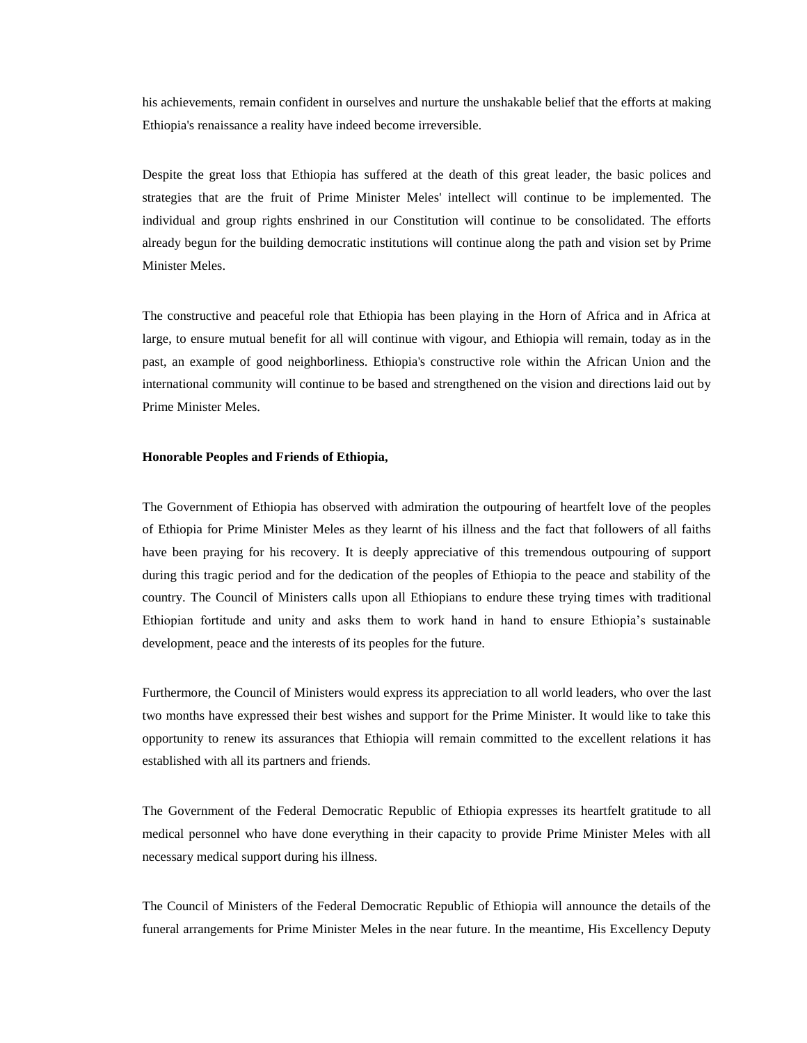his achievements, remain confident in ourselves and nurture the unshakable belief that the efforts at making Ethiopia's renaissance a reality have indeed become irreversible.

Despite the great loss that Ethiopia has suffered at the death of this great leader, the basic polices and strategies that are the fruit of Prime Minister Meles' intellect will continue to be implemented. The individual and group rights enshrined in our Constitution will continue to be consolidated. The efforts already begun for the building democratic institutions will continue along the path and vision set by Prime Minister Meles.

The constructive and peaceful role that Ethiopia has been playing in the Horn of Africa and in Africa at large, to ensure mutual benefit for all will continue with vigour, and Ethiopia will remain, today as in the past, an example of good neighborliness. Ethiopia's constructive role within the African Union and the international community will continue to be based and strengthened on the vision and directions laid out by Prime Minister Meles.

**Honorable Peoples and Friends of Ethiopia,**

The Government of Ethiopia has observed with admiration the outpouring of heartfelt love of the peoples of Ethiopia for Prime Minister Meles as they learnt of his illness and the fact that followers of all faiths have been praying for his recovery. It is deeply appreciative of this tremendous outpouring of support during this tragic period and for the dedication of the peoples of Ethiopia to the peace and stability of the country. The Council of Ministers calls upon all Ethiopians to endure these trying times with traditional Ethiopian fortitude and unity and asks them to work hand in hand to ensure Ethiopia's sustainable development, peace and the interests of its peoples for the future.

Furthermore, the Council of Ministers would express its appreciation to all world leaders, who over the last two months have expressed their best wishes and support for the Prime Minister. It would like to take this opportunity to renew its assurances that Ethiopia will remain committed to the excellent relations it has established with all its partners and friends.

The Government of the Federal Democratic Republic of Ethiopia expresses its heartfelt gratitude to all medical personnel who have done everything in their capacity to provide Prime Minister Meles with all necessary medical support during his illness.

The Council of Ministers of the Federal Democratic Republic of Ethiopia will announce the details of the funeral arrangements for Prime Minister Meles in the near future. In the meantime, His Excellency Deputy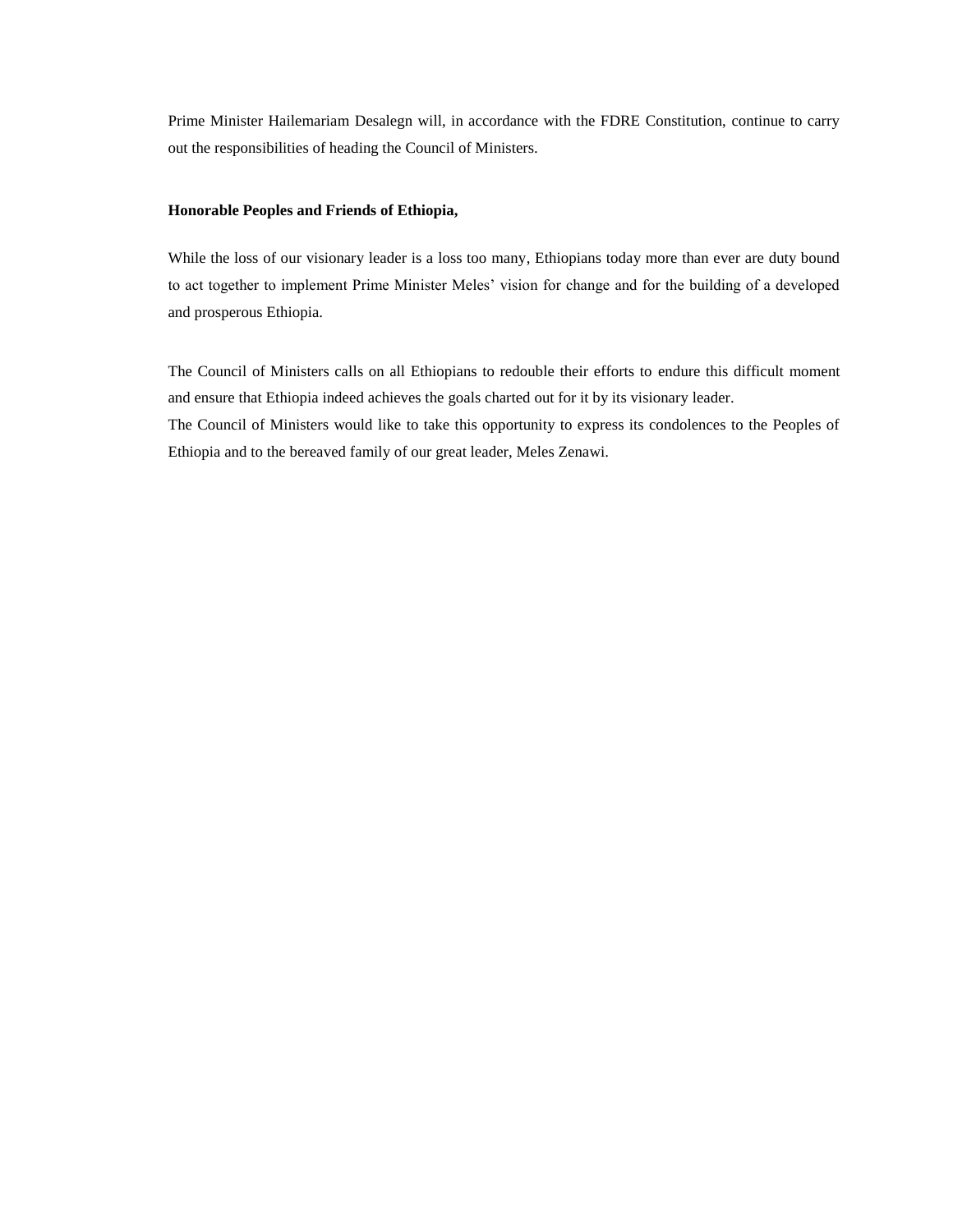Prime Minister Hailemariam Desalegn will, in accordance with the FDRE Constitution, continue to carry out the responsibilities of heading the Council of Ministers.

**Honorable Peoples and Friends of Ethiopia,**

While the loss of our visionary leader is a loss too many, Ethiopians today more than ever are duty bound to act together to implement Prime Minister Meles' vision for change and for the building of a developed and prosperous Ethiopia.

The Council of Ministers calls on all Ethiopians to redouble their efforts to endure this difficult moment and ensure that Ethiopia indeed achieves the goals charted out for it by its visionary leader.
The Council of Ministers would like to take this opportunity to express its condolences to the Peoples of Ethiopia and to the bereaved family of our great leader, Meles Zenawi.